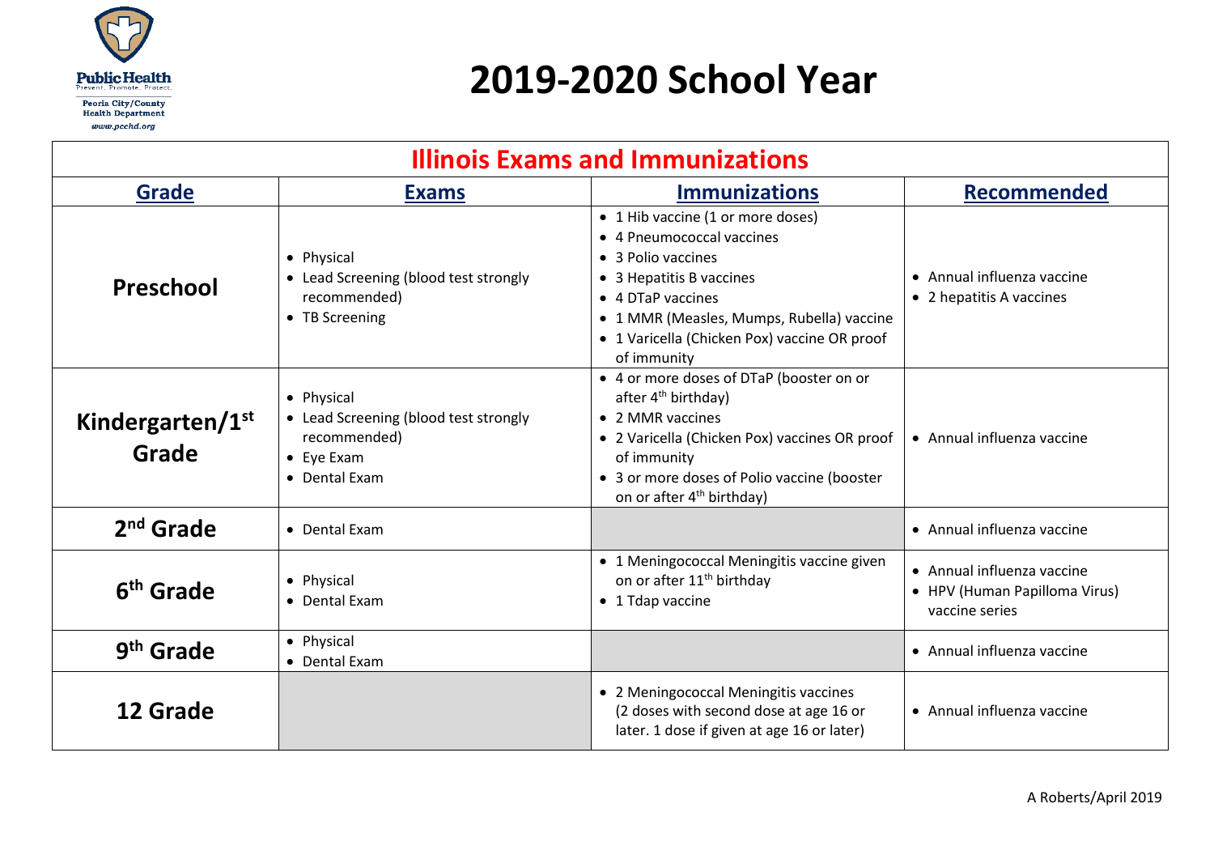Public Health
Prevent. Promote. Protect.
Peoria City/County Health Department
www.pcchd.org

# 2019-2020 School Year

## Illinois Exams and Immunizations

| Grade | Exams | Immunizations | Recommended |
|---|---|---|---|
| **Preschool** | • Physical<br>• Lead Screening (blood test strongly recommended)<br>• TB Screening | • 1 Hib vaccine (1 or more doses)<br>• 4 Pneumococcal vaccines<br>• 3 Polio vaccines<br>• 3 Hepatitis B vaccines<br>• 4 DTaP vaccines<br>• 1 MMR (Measles, Mumps, Rubella) vaccine<br>• 1 Varicella (Chicken Pox) vaccine OR proof of immunity | • Annual influenza vaccine<br>• 2 hepatitis A vaccines |
| **Kindergarten/1st Grade** | • Physical<br>• Lead Screening (blood test strongly recommended)<br>• Eye Exam<br>• Dental Exam | • 4 or more doses of DTaP (booster on or after 4th birthday)<br>• 2 MMR vaccines<br>• 2 Varicella (Chicken Pox) vaccines OR proof of immunity<br>• 3 or more doses of Polio vaccine (booster on or after 4th birthday) | • Annual influenza vaccine |
| **2nd Grade** | • Dental Exam | | • Annual influenza vaccine |
| **6th Grade** | • Physical<br>• Dental Exam | • 1 Meningococcal Meningitis vaccine given on or after 11th birthday<br>• 1 Tdap vaccine | • Annual influenza vaccine<br>• HPV (Human Papilloma Virus) vaccine series |
| **9th Grade** | • Physical<br>• Dental Exam | | • Annual influenza vaccine |
| **12 Grade** | | • 2 Meningococcal Meningitis vaccines (2 doses with second dose at age 16 or later. 1 dose if given at age 16 or later) | • Annual influenza vaccine |

A Roberts/April 2019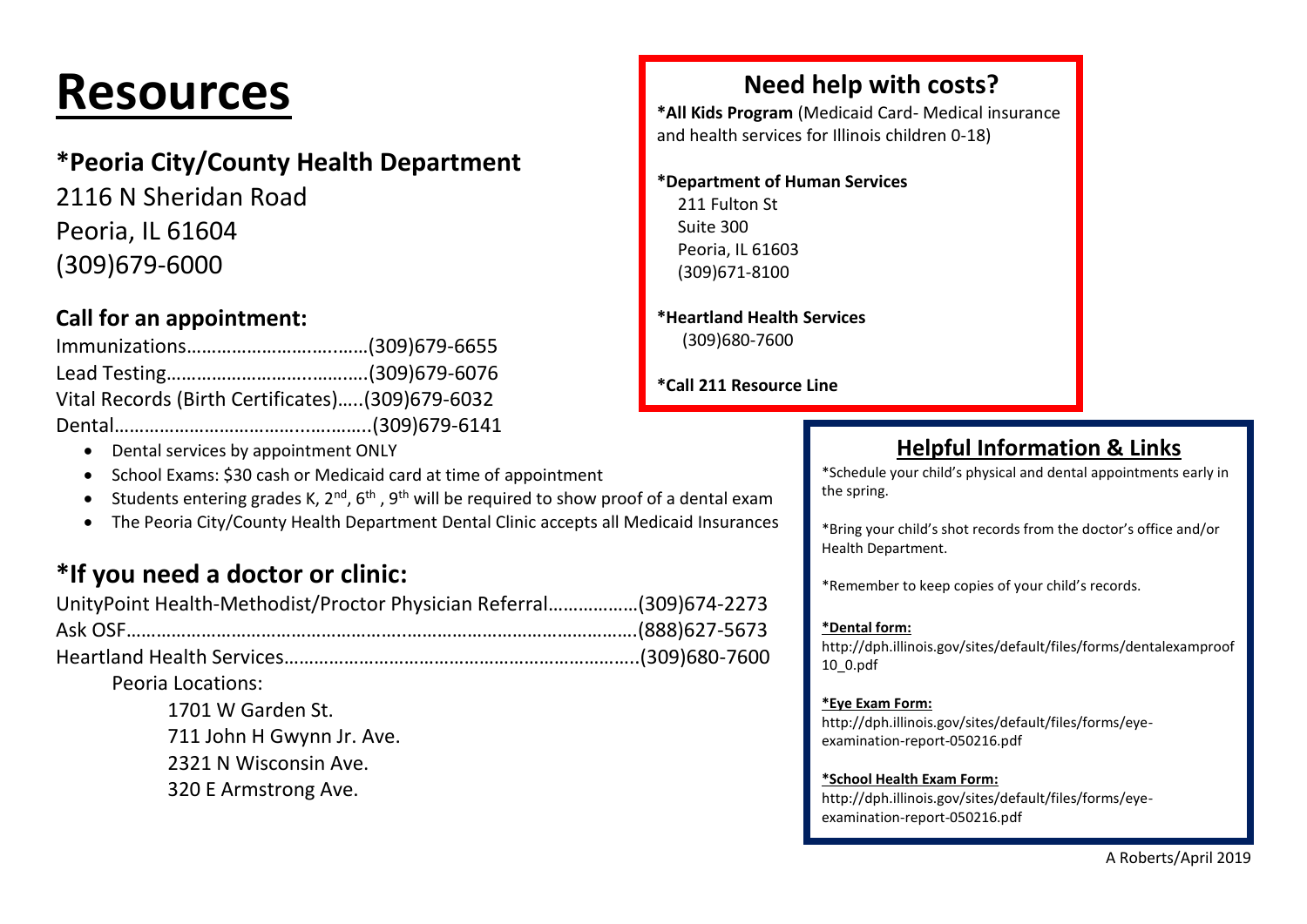# Resources

## *Peoria City/County Health Department

2116 N Sheridan Road
Peoria, IL 61604
(309)679-6000

### Call for an appointment:

Immunizations……………………….….……(309)679-6655
Lead Testing……………………….….…..…(309)679-6076
Vital Records (Birth Certificates)…..(309)679-6032
Dental……………………………….…..……..(309)679-6141

- Dental services by appointment ONLY
- School Exams: $30 cash or Medicaid card at time of appointment
- Students entering grades K, 2nd, 6th, 9th will be required to show proof of a dental exam
- The Peoria City/County Health Department Dental Clinic accepts all Medicaid Insurances

## *If you need a doctor or clinic:

UnityPoint Health-Methodist/Proctor Physician Referral………………(309)674-2273
Ask OSF…………………………………………………………………………………….(888)627-5673
Heartland Health Services………………………………………………………….(309)680-7600

Peoria Locations:

1701 W Garden St.
711 John H Gwynn Jr. Ave.
2321 N Wisconsin Ave.
320 E Armstrong Ave.

## Need help with costs?

**\*All Kids Program** (Medicaid Card- Medical insurance and health services for Illinois children 0-18)

**\*Department of Human Services**
211 Fulton St
Suite 300
Peoria, IL 61603
(309)671-8100

**\*Heartland Health Services**
(309)680-7600

**\*Call 211 Resource Line**

## Helpful Information & Links

*Schedule your child's physical and dental appointments early in the spring.

*Bring your child's shot records from the doctor's office and/or Health Department.

*Remember to keep copies of your child's records.

**\*Dental form:**
http://dph.illinois.gov/sites/default/files/forms/dentalexamproof10_0.pdf

**\*Eye Exam Form:**
http://dph.illinois.gov/sites/default/files/forms/eye-examination-report-050216.pdf

**\*School Health Exam Form:**
http://dph.illinois.gov/sites/default/files/forms/eye-examination-report-050216.pdf

A Roberts/April 2019